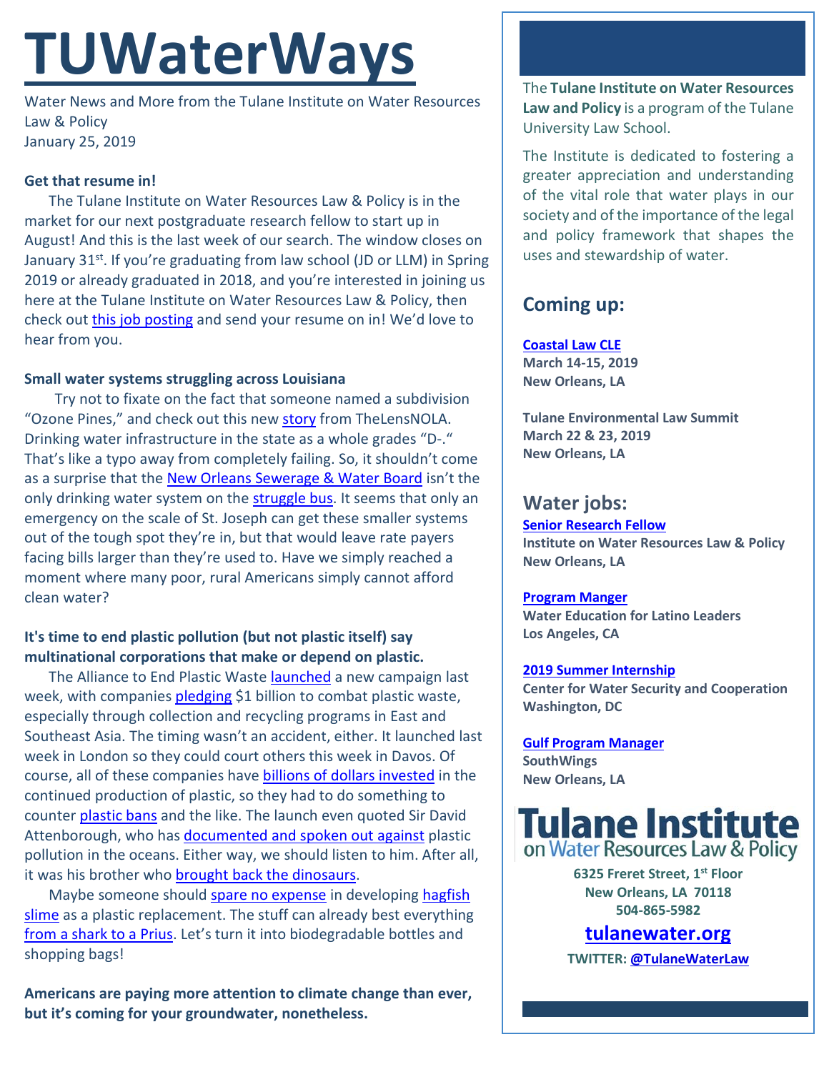# TUWaterWays

Water News and More from the Tulane Institute on Water Resources Law & Policy
January 25, 2019

**Get that resume in!**

The Tulane Institute on Water Resources Law & Policy is in the market for our next postgraduate research fellow to start up in August! And this is the last week of our search. The window closes on January 31st. If you're graduating from law school (JD or LLM) in Spring 2019 or already graduated in 2018, and you're interested in joining us here at the Tulane Institute on Water Resources Law & Policy, then check out this job posting and send your resume on in! We'd love to hear from you.

**Small water systems struggling across Louisiana**

Try not to fixate on the fact that someone named a subdivision "Ozone Pines," and check out this new story from TheLensNOLA. Drinking water infrastructure in the state as a whole grades "D-." That's like a typo away from completely failing. So, it shouldn't come as a surprise that the New Orleans Sewerage & Water Board isn't the only drinking water system on the struggle bus. It seems that only an emergency on the scale of St. Joseph can get these smaller systems out of the tough spot they're in, but that would leave rate payers facing bills larger than they're used to. Have we simply reached a moment where many poor, rural Americans simply cannot afford clean water?

**It's time to end plastic pollution (but not plastic itself) say multinational corporations that make or depend on plastic.**

The Alliance to End Plastic Waste launched a new campaign last week, with companies pledging $1 billion to combat plastic waste, especially through collection and recycling programs in East and Southeast Asia. The timing wasn't an accident, either. It launched last week in London so they could court others this week in Davos. Of course, all of these companies have billions of dollars invested in the continued production of plastic, so they had to do something to counter plastic bans and the like. The launch even quoted Sir David Attenborough, who has documented and spoken out against plastic pollution in the oceans. Either way, we should listen to him. After all, it was his brother who brought back the dinosaurs.

Maybe someone should spare no expense in developing hagfish slime as a plastic replacement. The stuff can already best everything from a shark to a Prius. Let's turn it into biodegradable bottles and shopping bags!

**Americans are paying more attention to climate change than ever, but it's coming for your groundwater, nonetheless.**

The **Tulane Institute on Water Resources Law and Policy** is a program of the Tulane University Law School.

The Institute is dedicated to fostering a greater appreciation and understanding of the vital role that water plays in our society and of the importance of the legal and policy framework that shapes the uses and stewardship of water.

## Coming up:

**Coastal Law CLE**
**March 14-15, 2019**
**New Orleans, LA**

**Tulane Environmental Law Summit**
**March 22 & 23, 2019**
**New Orleans, LA**

## Water jobs:

**Senior Research Fellow**
**Institute on Water Resources Law & Policy**
**New Orleans, LA**

**Program Manger**
**Water Education for Latino Leaders**
**Los Angeles, CA**

**2019 Summer Internship**
**Center for Water Security and Cooperation**
**Washington, DC**

**Gulf Program Manager**
**SouthWings**
**New Orleans, LA**

**Tulane Institute on Water Resources Law & Policy**

**6325 Freret Street, 1st Floor**
**New Orleans, LA 70118**
**504-865-5982**

**tulanewater.org**

**TWITTER: @TulaneWaterLaw**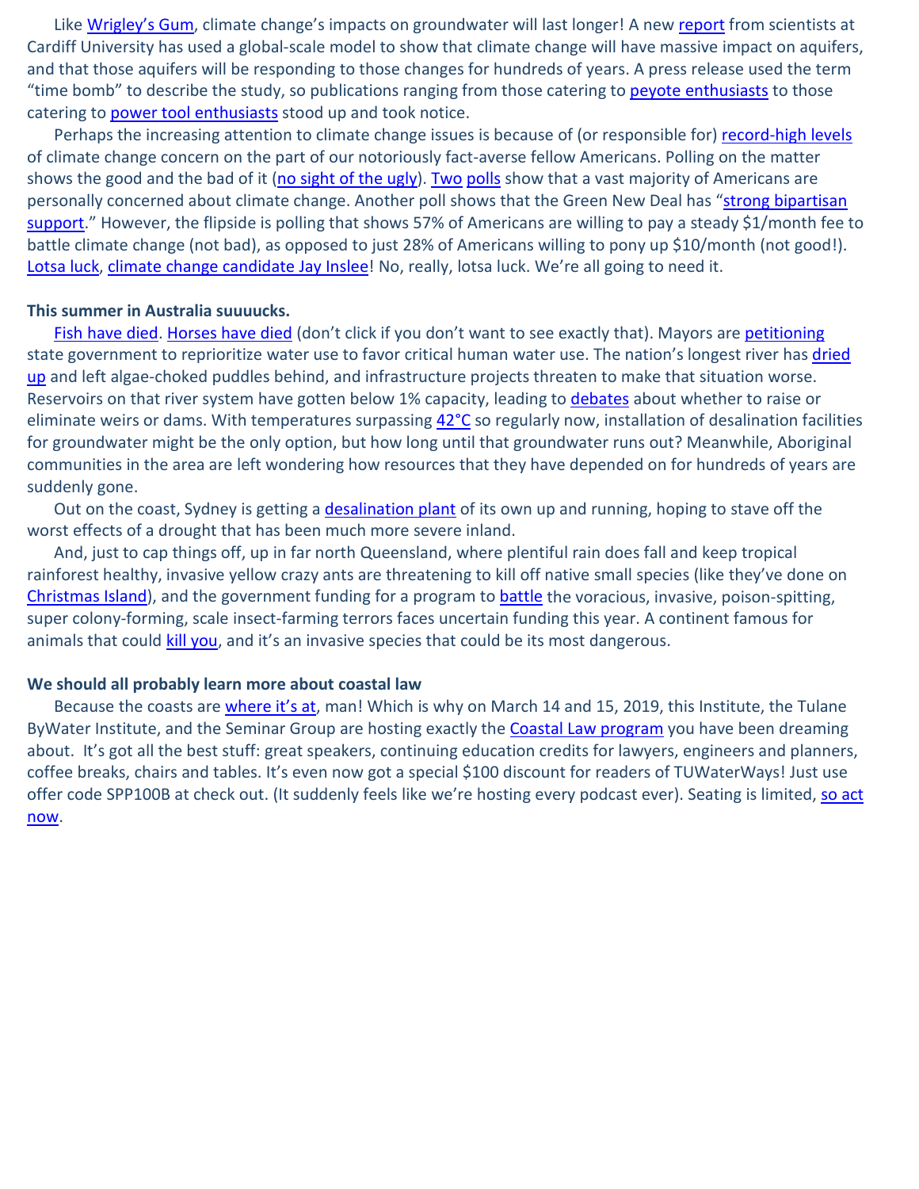Like Wrigley's Gum, climate change's impacts on groundwater will last longer! A new report from scientists at Cardiff University has used a global-scale model to show that climate change will have massive impact on aquifers, and that those aquifers will be responding to those changes for hundreds of years. A press release used the term "time bomb" to describe the study, so publications ranging from those catering to peyote enthusiasts to those catering to power tool enthusiasts stood up and took notice.

Perhaps the increasing attention to climate change issues is because of (or responsible for) record-high levels of climate change concern on the part of our notoriously fact-averse fellow Americans. Polling on the matter shows the good and the bad of it (no sight of the ugly). Two polls show that a vast majority of Americans are personally concerned about climate change. Another poll shows that the Green New Deal has "strong bipartisan support." However, the flipside is polling that shows 57% of Americans are willing to pay a steady $1/month fee to battle climate change (not bad), as opposed to just 28% of Americans willing to pony up $10/month (not good!). Lotsa luck, climate change candidate Jay Inslee! No, really, lotsa luck. We're all going to need it.

**This summer in Australia suuuucks.**

Fish have died. Horses have died (don't click if you don't want to see exactly that). Mayors are petitioning state government to reprioritize water use to favor critical human water use. The nation's longest river has dried up and left algae-choked puddles behind, and infrastructure projects threaten to make that situation worse. Reservoirs on that river system have gotten below 1% capacity, leading to debates about whether to raise or eliminate weirs or dams. With temperatures surpassing 42°C so regularly now, installation of desalination facilities for groundwater might be the only option, but how long until that groundwater runs out? Meanwhile, Aboriginal communities in the area are left wondering how resources that they have depended on for hundreds of years are suddenly gone.

Out on the coast, Sydney is getting a desalination plant of its own up and running, hoping to stave off the worst effects of a drought that has been much more severe inland.

And, just to cap things off, up in far north Queensland, where plentiful rain does fall and keep tropical rainforest healthy, invasive yellow crazy ants are threatening to kill off native small species (like they've done on Christmas Island), and the government funding for a program to battle the voracious, invasive, poison-spitting, super colony-forming, scale insect-farming terrors faces uncertain funding this year. A continent famous for animals that could kill you, and it's an invasive species that could be its most dangerous.

**We should all probably learn more about coastal law**

Because the coasts are where it's at, man! Which is why on March 14 and 15, 2019, this Institute, the Tulane ByWater Institute, and the Seminar Group are hosting exactly the Coastal Law program you have been dreaming about. It's got all the best stuff: great speakers, continuing education credits for lawyers, engineers and planners, coffee breaks, chairs and tables. It's even now got a special $100 discount for readers of TUWaterWays! Just use offer code SPP100B at check out. (It suddenly feels like we're hosting every podcast ever). Seating is limited, so act now.